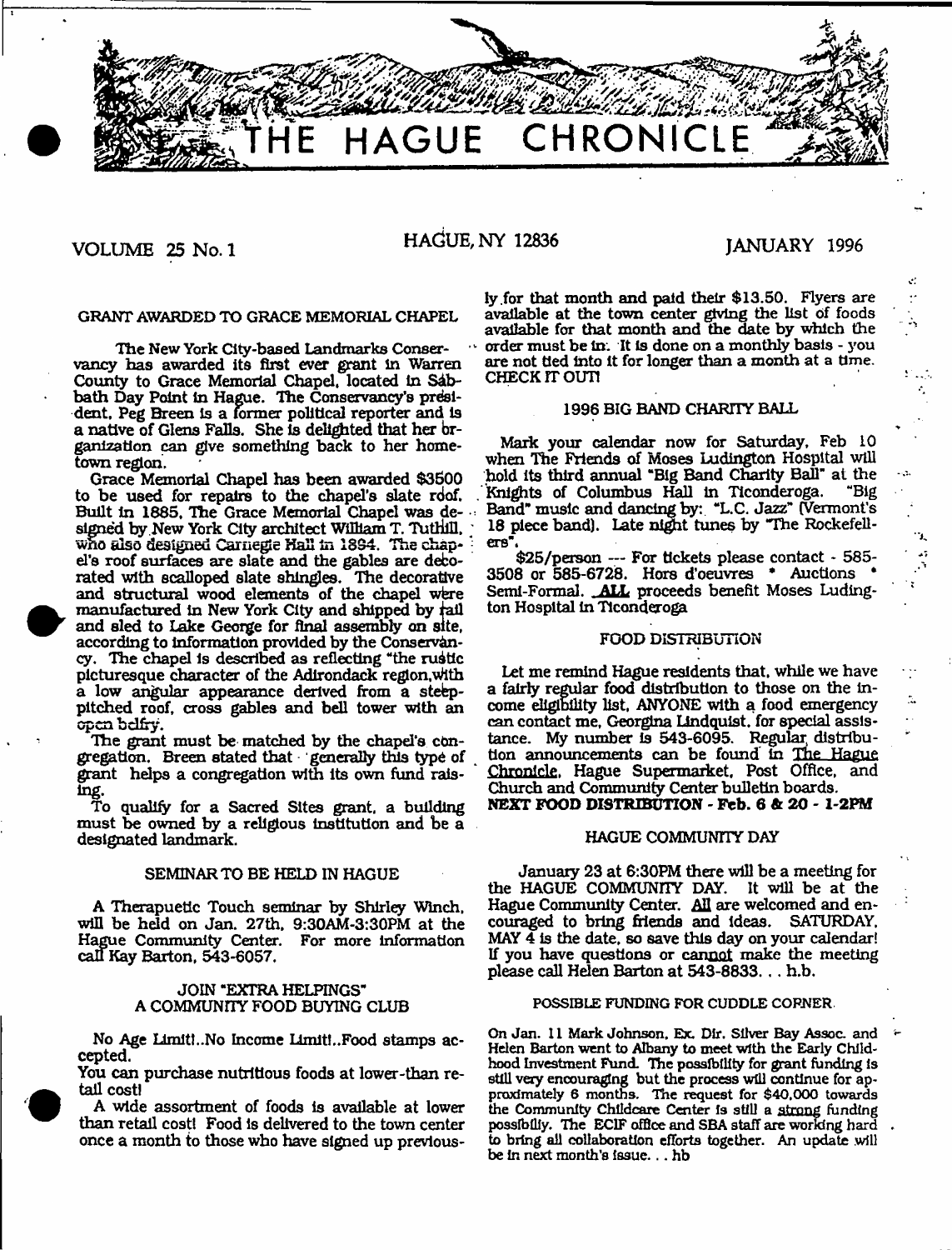# THE HAGUE CHRONICLE

VOLUME 25 No. 1 — HAGUE, NY 12836 — JANUARY 1996

## GRANT AWARDED TO GRACE MEMORIAL CHAPEL

The New York City-based Landmarks Conservancy has awarded its first ever grant in Warren County to Grace Memorial Chapel, located in Sabbath Day Point in Hague. The Conservancy's president, Peg Breen is a former political reporter and is a native of Glens Falls. She is delighted that her organization can give something back to her hometown region.

Grace Memorial Chapel has been awarded $3500 to be used for repairs to the chapel's slate roof. Built in 1885, The Grace Memorial Chapel was designed by New York City architect William T. Tuthill, who also designed Carnegie Hall in 1894. The chapel's roof surfaces are slate and the gables are decorated with scalloped slate shingles. The decorative and structural wood elements of the chapel were manufactured in New York City and shipped by rail and sled to Lake George for final assembly on site, according to information provided by the Conservancy. The chapel is described as reflecting "the rustic picturesque character of the Adirondack region,with a low angular appearance derived from a steep-pitched roof, cross gables and bell tower with an open belfry.

The grant must be matched by the chapel's congregation. Breen stated that generally this type of grant helps a congregation with its own fund raising.

To qualify for a Sacred Sites grant, a building must be owned by a religious institution and be a designated landmark.

## SEMINAR TO BE HELD IN HAGUE

A Therapuetic Touch seminar by Shirley Winch, will be held on Jan. 27th, 9:30AM-3:30PM at the Hague Community Center. For more information call Kay Barton, 543-6057.

## JOIN "EXTRA HELPINGS" A COMMUNITY FOOD BUYING CLUB

No Age Limit!..No Income Limit!..Food stamps accepted.

You can purchase nutritious foods at lower-than retail cost!

A wide assortment of foods is available at lower than retail cost! Food is delivered to the town center once a month to those who have signed up previously for that month and paid their $13.50. Flyers are available at the town center giving the list of foods available for that month and the date by which the order must be in. It is done on a monthly basis - you are not tied into it for longer than a month at a time. CHECK IT OUT!

## 1996 BIG BAND CHARITY BALL

Mark your calendar now for Saturday, Feb 10 when The Friends of Moses Ludington Hospital will hold its third annual "Big Band Charity Ball" at the Knights of Columbus Hall in Ticonderoga. "Big Band" music and dancing by: "L.C. Jazz" (Vermont's 18 piece band). Late night tunes by "The Rockefellers".

$25/person --- For tickets please contact - 585-3508 or 585-6728. Hors d'oeuvres * Auctions * Semi-Formal. ALL proceeds benefit Moses Ludington Hospital in Ticonderoga

## FOOD DISTRIBUTION

Let me remind Hague residents that, while we have a fairly regular food distribution to those on the income eligibility list, ANYONE with a food emergency can contact me, Georgina Lindquist, for special assistance. My number is 543-6095. Regular distribution announcements can be found in The Hague Chronicle, Hague Supermarket, Post Office, and Church and Community Center bulletin boards.

**NEXT FOOD DISTRIBUTION - Feb. 6 & 20 - 1-2PM**

## HAGUE COMMUNITY DAY

January 23 at 6:30PM there will be a meeting for the HAGUE COMMUNITY DAY. It will be at the Hague Community Center. All are welcomed and encouraged to bring friends and ideas. SATURDAY, MAY 4 is the date, so save this day on your calendar! If you have questions or cannot make the meeting please call Helen Barton at 543-8833. . . h.b.

## POSSIBLE FUNDING FOR CUDDLE CORNER

On Jan. 11 Mark Johnson, Ex. Dir. Silver Bay Assoc. and Helen Barton went to Albany to meet with the Early Childhood Investment Fund. The possibility for grant funding is still very encouraging but the process will continue for approximately 6 months. The request for $40,000 towards the Community Childcare Center is still a strong funding possibility. The ECIF office and SBA staff are working hard to bring all collaboration efforts together. An update will be in next month's issue. . . hb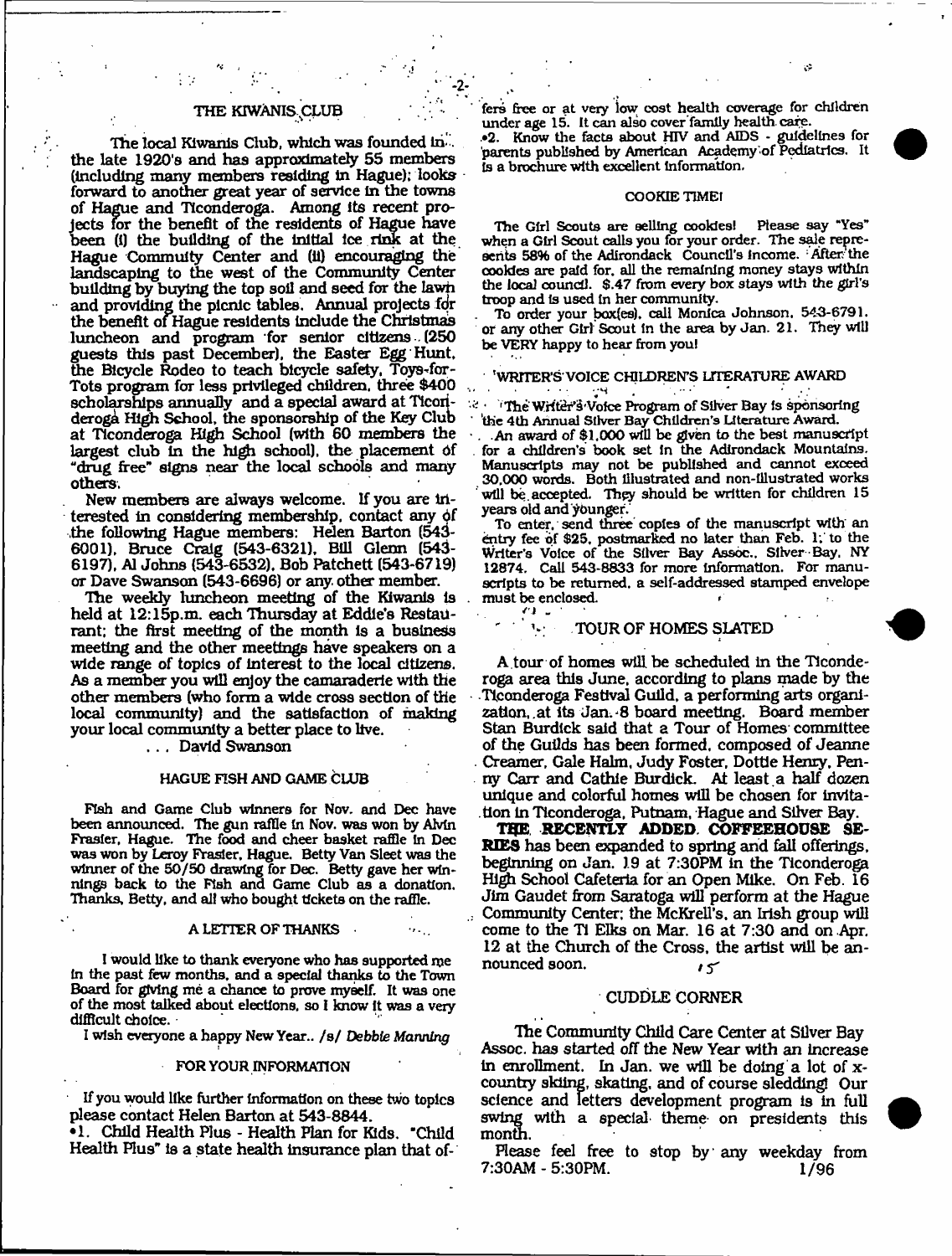## THE KIWANIS CLUB

The local Kiwanis Club, which was founded in the late 1920's and has approximately 55 members (including many members residing in Hague); looks forward to another great year of service in the towns of Hague and Ticonderoga. Among its recent projects for the benefit of the residents of Hague have been (i) the building of the initial ice rink at the Hague Commuity Center and (ii) encouraging the landscaping to the west of the Community Center building by buying the top soil and seed for the lawn and providing the picnic tables. Annual projects for the benefit of Hague residents include the Christmas luncheon and program for senior citizens (250 guests this past December), the Easter Egg Hunt, the Bicycle Rodeo to teach bicycle safety, Toys-for-Tots program for less privileged children, three $400 scholarships annually and a special award at Ticonderoga High School, the sponsorship of the Key Club at Ticonderoga High School (with 60 members the largest club in the high school), the placement of "drug free" signs near the local schools and many others.

New members are always welcome. If you are interested in considering membership, contact any of the following Hague members: Helen Barton (543-6001), Bruce Craig (543-6321), Bill Glenn (543-6197), Al Johns (543-6532), Bob Patchett (543-6719) or Dave Swanson (543-6696) or any other member.

The weekly luncheon meeting of the Kiwanis is held at 12:15p.m. each Thursday at Eddie's Restaurant; the first meeting of the month is a business meeting and the other meetings have speakers on a wide range of topics of interest to the local citizens. As a member you will enjoy the camaraderie with the other members (who form a wide cross section of the local community) and the satisfaction of making your local community a better place to live.

. . . David Swanson

## HAGUE FISH AND GAME CLUB

Fish and Game Club winners for Nov. and Dec have been announced. The gun raffle in Nov. was won by Alvin Frasier, Hague. The food and cheer basket raffle in Dec was won by Leroy Frasier, Hague. Betty Van Sleet was the winner of the 50/50 drawing for Dec. Betty gave her winnings back to the Fish and Game Club as a donation. Thanks, Betty, and all who bought tickets on the raffle.

## A LETTER OF THANKS

I would like to thank everyone who has supported me in the past few months, and a special thanks to the Town Board for giving me a chance to prove myself. It was one of the most talked about elections, so I know it was a very difficult choice.

I wish everyone a happy New Year.. /s/ *Debbie Manning*

## FOR YOUR INFORMATION

If you would like further information on these two topics please contact Helen Barton at 543-8844.

•1. Child Health Plus - Health Plan for Kids. "Child Health Plus" is a state health insurance plan that offers free or at very low cost health coverage for children under age 15. It can also cover family health care.

•2. Know the facts about HIV and AIDS - guidelines for parents published by American Academy of Pediatrics. It is a brochure with excellent information.

## COOKIE TIME!

The Girl Scouts are selling cookies! Please say "Yes" when a Girl Scout calls you for your order. The sale represents 58% of the Adirondack Council's income. After the cookies are paid for, all the remaining money stays within the local council. $.47 from every box stays with the girl's troop and is used in her community.

To order your box(es), call Monica Johnson, 543-6791, or any other Girl Scout in the area by Jan. 21. They will be VERY happy to hear from you!

## WRITER'S VOICE CHILDREN'S LITERATURE AWARD

The Writer's Voice Program of Silver Bay is sponsoring the 4th Annual Silver Bay Children's Literature Award.

An award of $1,000 will be given to the best manuscript for a children's book set in the Adirondack Mountains. Manuscripts may not be published and cannot exceed 30,000 words. Both illustrated and non-illustrated works will be accepted. They should be written for children 15 years old and younger.

To enter, send three copies of the manuscript with an entry fee of $25, postmarked no later than Feb. 1, to the Writer's Voice of the Silver Bay Assoc., Silver Bay, NY 12874. Call 543-8833 for more information. For manuscripts to be returned, a self-addressed stamped envelope must be enclosed.

## TOUR OF HOMES SLATED

A tour of homes will be scheduled in the Ticonderoga area this June, according to plans made by the Ticonderoga Festival Guild, a performing arts organization, at its Jan. 8 board meeting. Board member Stan Burdick said that a Tour of Homes committee of the Guilds has been formed, composed of Jeanne Creamer, Gale Halm, Judy Foster, Dottie Henry, Penny Carr and Cathie Burdick. At least a half dozen unique and colorful homes will be chosen for invitation in Ticonderoga, Putnam, Hague and Silver Bay.

**THE RECENTLY ADDED COFFEEHOUSE SERIES** has been expanded to spring and fall offerings, beginning on Jan. 19 at 7:30PM in the Ticonderoga High School Cafeteria for an Open Mike. On Feb. 16 Jim Gaudet from Saratoga will perform at the Hague Community Center; the McKrell's, an Irish group will come to the Ti Elks on Mar. 16 at 7:30 and on Apr. 12 at the Church of the Cross, the artist will be announced soon. *rs*

## CUDDLE CORNER

The Community Child Care Center at Silver Bay Assoc. has started off the New Year with an increase in enrollment. In Jan. we will be doing a lot of x-country skiing, skating, and of course sledding! Our science and letters development program is in full swing with a special theme on presidents this month.

Please feel free to stop by any weekday from 7:30AM - 5:30PM. 1/96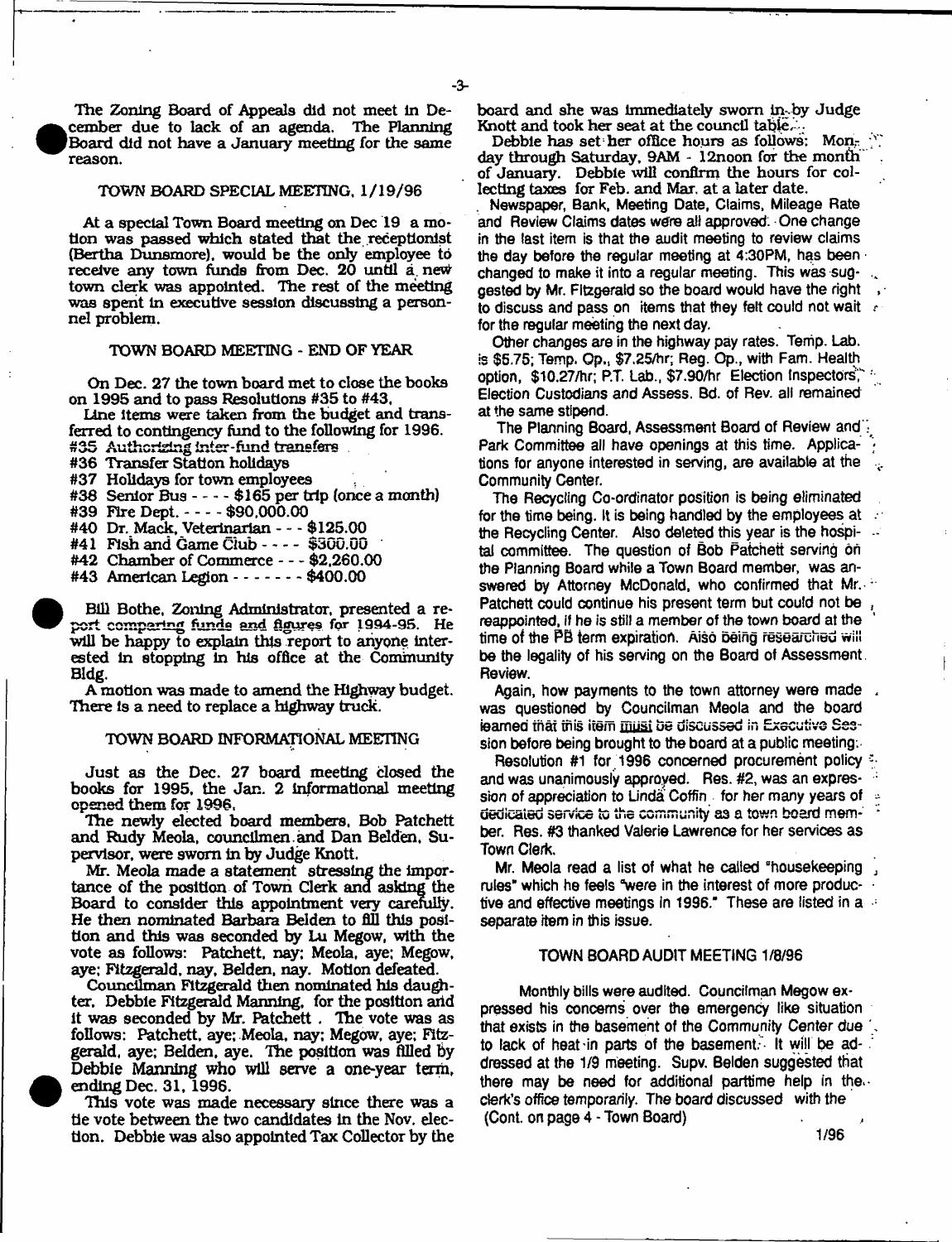The Zoning Board of Appeals did not meet in December due to lack of an agenda. The Planning Board did not have a January meeting for the same reason.

## TOWN BOARD SPECIAL MEETING, 1/19/96

At a special Town Board meeting on Dec 19 a motion was passed which stated that the receptionist (Bertha Dunsmore), would be the only employee to receive any town funds from Dec. 20 until a new town clerk was appointed. The rest of the meeting was spent in executive session discussing a personnel problem.

## TOWN BOARD MEETING - END OF YEAR

On Dec. 27 the town board met to close the books on 1995 and to pass Resolutions #35 to #43.

Line items were taken from the budget and transferred to contingency fund to the following for 1996.

#35 Authorizing inter-fund transfers
#36 Transfer Station holidays
#37 Holidays for town employees
#38 Senior Bus - - - - $165 per trip (once a month)
#39 Fire Dept. - - - - $90,000.00
#40 Dr. Mack, Veterinarian - - - $125.00
#41 Fish and Game Club - - - - $300.00
#42 Chamber of Commerce - - - $2,260.00
#43 American Legion - - - - - - - $400.00

Bill Bothe, Zoning Administrator, presented a report comparing funds and figures for 1994-95. He will be happy to explain this report to anyone interested in stopping in his office at the Community Bldg.

A motion was made to amend the Highway budget. There is a need to replace a highway truck.

## TOWN BOARD INFORMATIONAL MEETING

Just as the Dec. 27 board meeting closed the books for 1995, the Jan. 2 informational meeting opened them for 1996.

The newly elected board members, Bob Patchett and Rudy Meola, councilmen and Dan Belden, Supervisor, were sworn in by Judge Knott.

Mr. Meola made a statement stressing the importance of the position of Town Clerk and asking the Board to consider this appointment very carefully. He then nominated Barbara Belden to fill this position and this was seconded by Lu Megow, with the vote as follows: Patchett, nay; Meola, aye; Megow, aye; Fitzgerald, nay, Belden, nay. Motion defeated.

Councilman Fitzgerald then nominated his daughter, Debbie Fitzgerald Manning, for the position and it was seconded by Mr. Patchett . The vote was as follows: Patchett, aye; Meola, nay; Megow, aye; Fitzgerald, aye; Belden, aye. The position was filled by Debbie Manning who will serve a one-year term, ending Dec. 31, 1996.

This vote was made necessary since there was a tie vote between the two candidates in the Nov. election. Debbie was also appointed Tax Collector by the board and she was immediately sworn in by Judge Knott and took her seat at the council table.

Debbie has set her office hours as follows: Monday through Saturday, 9AM - 12noon for the month of January. Debbie will confirm the hours for collecting taxes for Feb. and Mar. at a later date.

Newspaper, Bank, Meeting Date, Claims, Mileage Rate and Review Claims dates were all approved. One change in the last item is that the audit meeting to review claims the day before the regular meeting at 4:30PM, has been changed to make it into a regular meeting. This was suggested by Mr. Fitzgerald so the board would have the right to discuss and pass on items that they felt could not wait for the regular meeting the next day.

Other changes are in the highway pay rates. Temp. Lab. is $5.75; Temp. Op., $7.25/hr; Reg. Op., with Fam. Health option, $10.27/hr; P.T. Lab., $7.90/hr Election Inspectors, Election Custodians and Assess. Bd. of Rev. all remained at the same stipend.

The Planning Board, Assessment Board of Review and Park Committee all have openings at this time. Applications for anyone interested in serving, are available at the Community Center.

The Recycling Co-ordinator position is being eliminated for the time being. It is being handled by the employees at the Recycling Center. Also deleted this year is the hospital committee. The question of Bob Patchett serving on the Planning Board while a Town Board member, was answered by Attorney McDonald, who confirmed that Mr. Patchett could continue his present term but could not be reappointed, if he is still a member of the town board at the time of the PB term expiration. Also being researched will be the legality of his serving on the Board of Assessment Review.

Again, how payments to the town attorney were made was questioned by Councilman Meola and the board learned that this item must be discussed in Executive Session before being brought to the board at a public meeting.

Resolution #1 for 1996 concerned procurement policy and was unanimously approved. Res. #2, was an expression of appreciation to Linda Coffin for her many years of dedicated service to the community as a town board member. Res. #3 thanked Valerie Lawrence for her services as Town Clerk.

Mr. Meola read a list of what he called "housekeeping rules" which he feels "were in the interest of more productive and effective meetings in 1996." These are listed in a separate item in this issue.

## TOWN BOARD AUDIT MEETING 1/8/96

Monthly bills were audited. Councilman Megow expressed his concerns over the emergency like situation that exists in the basement of the Community Center due to lack of heat in parts of the basement. It will be addressed at the 1/9 meeting. Supv. Belden suggested that there may be need for additional parttime help in the clerk's office temporarily. The board discussed with the (Cont. on page 4 - Town Board)

1/96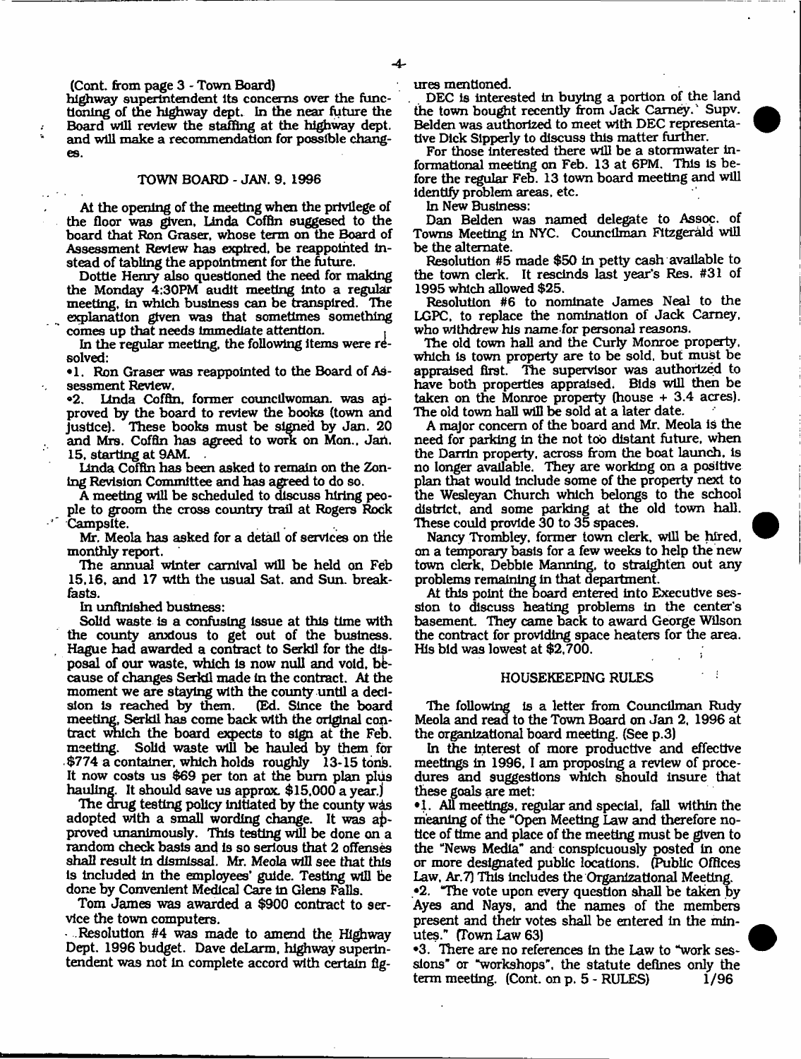(Cont. from page 3 - Town Board)

highway superintendent its concerns over the functioning of the highway dept. In the near future the Board will review the staffing at the highway dept. and will make a recommendation for possible changes.

## TOWN BOARD - JAN. 9, 1996

At the opening of the meeting when the privilege of the floor was given, Linda Coffin suggesed to the board that Ron Graser, whose term on the Board of Assessment Review has expired, be reappointed instead of tabling the appointment for the future.

Dottie Henry also questioned the need for making the Monday 4:30PM audit meeting into a regular meeting, in which business can be transpired. The explanation given was that sometimes something comes up that needs immediate attention.

In the regular meeting, the following items were resolved:

•1. Ron Graser was reappointed to the Board of Assessment Review.

•2. Linda Coffin, former councilwoman, was approved by the board to review the books (town and justice). These books must be signed by Jan. 20 and Mrs. Coffin has agreed to work on Mon., Jan. 15, starting at 9AM.

Linda Coffin has been asked to remain on the Zoning Revision Committee and has agreed to do so.

A meeting will be scheduled to discuss hiring people to groom the cross country trail at Rogers Rock Campsite.

Mr. Meola has asked for a detail of services on the monthly report.

The annual winter carnival will be held on Feb 15,16, and 17 with the usual Sat. and Sun. breakfasts.

In unfinished business:

Solid waste is a confusing issue at this time with the county anxious to get out of the business. Hague had awarded a contract to Serkil for the disposal of our waste, which is now null and void, because of changes Serkil made in the contract. At the moment we are staying with the county until a decision is reached by them. (Ed. Since the board meeting, Serkil has come back with the original contract which the board expects to sign at the Feb. meeting. Solid waste will be hauled by them for $774 a container, which holds roughly 13-15 tons. It now costs us $69 per ton at the burn plan plus hauling. It should save us approx. $15,000 a year.)

The drug testing policy initiated by the county was adopted with a small wording change. It was approved unanimously. This testing will be done on a random check basis and is so serious that 2 offenses shall result in dismissal. Mr. Meola will see that this is included in the employees' guide. Testing will be done by Convenient Medical Care in Glens Falls.

Tom James was awarded a $900 contract to service the town computers.

Resolution #4 was made to amend the Highway Dept. 1996 budget. Dave deLarm, highway superintendent was not in complete accord with certain figures mentioned.

DEC is interested in buying a portion of the land the town bought recently from Jack Carney. Supv. Belden was authorized to meet with DEC representative Dick Sipperly to discuss this matter further.

For those interested there will be a stormwater informational meeting on Feb. 13 at 6PM. This is before the regular Feb. 13 town board meeting and will identify problem areas, etc.

In New Business:

Dan Belden was named delegate to Assoc. of Towns Meeting in NYC. Councilman Fitzgerald will be the alternate.

Resolution #5 made $50 in petty cash available to the town clerk. It rescinds last year's Res. #31 of 1995 which allowed $25.

Resolution #6 to nominate James Neal to the LGPC, to replace the nomination of Jack Carney, who withdrew his name for personal reasons.

The old town hall and the Curly Monroe property, which is town property are to be sold, but must be appraised first. The supervisor was authorized to have both properties appraised. Bids will then be taken on the Monroe property (house + 3.4 acres). The old town hall will be sold at a later date.

A major concern of the board and Mr. Meola is the need for parking in the not too distant future, when the Darrin property, across from the boat launch, is no longer available. They are working on a positive plan that would include some of the property next to the Wesleyan Church which belongs to the school district, and some parking at the old town hall. These could provide 30 to 35 spaces.

Nancy Trombley, former town clerk, will be hired, on a temporary basis for a few weeks to help the new town clerk, Debbie Manning, to straighten out any problems remaining in that department.

At this point the board entered into Executive session to discuss heating problems in the center's basement. They came back to award George Wilson the contract for providing space heaters for the area. His bid was lowest at $2,700.

## HOUSEKEEPING RULES

The following is a letter from Councilman Rudy Meola and read to the Town Board on Jan 2, 1996 at the organizational board meeting. (See p.3)

In the interest of more productive and effective meetings in 1996, I am proposing a review of procedures and suggestions which should insure that these goals are met:

•1. All meetings, regular and special, fall within the meaning of the "Open Meeting Law and therefore notice of time and place of the meeting must be given to the "News Media" and conspicuously posted in one or more designated public locations. (Public Offices Law, Ar.7) This includes the Organizational Meeting.

•2. "The vote upon every question shall be taken by Ayes and Nays, and the names of the members present and their votes shall be entered in the minutes." (Town Law 63)

•3. There are no references in the Law to "work sessions" or "workshops", the statute defines only the term meeting. (Cont. on p. 5 - RULES) 1/96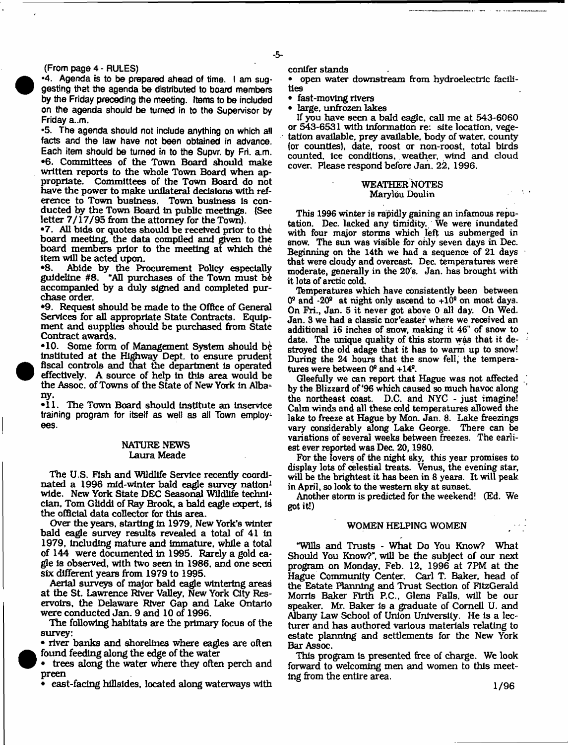(From page 4 - RULES)

•4. Agenda is to be prepared ahead of time. I am suggesting that the agenda be distributed to board members by the Friday preceding the meeting. Items to be included on the agenda should be turned in to the Supervisor by Friday a..m.

•5. The agenda should not include anything on which all facts and the law have not been obtained in advance. Each item should be turned in to the Supvr. by Fri. a.m.

•6. Committees of the Town Board should make written reports to the whole Town Board when appropriate. Committees of the Town Board do not have the power to make unilateral decisions with reference to Town business. Town business is conducted by the Town Board in public meetings. (See letter 7/17/95 from the attorney for the Town).

•7. All bids or quotes should be received prior to the board meeting, the data compiled and given to the board members prior to the meeting at which the item will be acted upon.

•8. Abide by the Procurement Policy especially guideline #8. "All purchases of the Town must be accompanied by a duly signed and completed purchase order.

•9. Request should be made to the Office of General Services for all appropriate State Contracts. Equipment and supplies should be purchased from State Contract awards.

•10. Some form of Management System should be instituted at the Highway Dept. to ensure prudent fiscal controls and that the department is operated effectively. A source of help in this area would be the Assoc. of Towns of the State of New York in Albany.

•11. The Town Board should institute an inservice training program for itself as well as all Town employees.

## NATURE NEWS
Laura Meade

The U.S. Fish and Wildlife Service recently coordinated a 1996 mid-winter bald eagle survey nationwide. New York State DEC Seasonal Wildlife technician, Tom Gliddi of Ray Brook, a bald eagle expert, is the official data collector for this area.

Over the years, starting in 1979, New York's winter bald eagle survey results revealed a total of 41 in 1979, including mature and immature, while a total of 144 were documented in 1995. Rarely a gold eagle is observed, with two seen in 1986, and one seen six different years from 1979 to 1995.

Aerial surveys of major bald eagle wintering areas at the St. Lawrence River Valley, New York City Reservoirs, the Delaware River Gap and Lake Ontario were conducted Jan. 9 and 10 of 1996.

The following habitats are the primary focus of the survey:

- river banks and shorelines where eagles are often found feeding along the edge of the water
- trees along the water where they often perch and preen
- east-facing hillsides, located along waterways with conifer stands
- open water downstream from hydroelectric facilities
- fast-moving rivers
- large, unfrozen lakes

If you have seen a bald eagle, call me at 543-6060 or 543-6531 with information re: site location, vegetation available, prey available, body of water, county (or counties), date, roost or non-roost, total birds counted, ice conditions, weather, wind and cloud cover. Please respond before Jan. 22, 1996.

## WEATHER NOTES
Marylou Doulin

This 1996 winter is rapidly gaining an infamous reputation. Dec. lacked any timidity. We were inundated with four major storms which left us submerged in snow. The sun was visible for only seven days in Dec. Beginning on the 14th we had a sequence of 21 days that were cloudy and overcast. Dec. temperatures were moderate, generally in the 20's. Jan. has brought with it lots of arctic cold.

Temperatures which have consistently been between 0° and -20° at night only ascend to +10° on most days. On Fri., Jan. 5 it never got above 0 all day. On Wed. Jan. 3 we had a classic nor'easter where we received an additional 16 inches of snow, making it 46" of snow to date. The unique quality of this storm was that it destroyed the old adage that it has to warm up to snow! During the 24 hours that the snow fell, the temperatures were between 0° and +14°.

Gleefully we can report that Hague was not affected by the Blizzard of '96 which caused so much havoc along the northeast coast. D.C. and NYC - just imagine! Calm winds and all these cold temperatures allowed the lake to freeze at Hague by Mon. Jan. 8. Lake freezings vary considerably along Lake George. There can be variations of several weeks between freezes. The earliest ever reported was Dec. 20, 1980.

For the lovers of the night sky, this year promises to display lots of celestial treats. Venus, the evening star, will be the brightest it has been in 8 years. It will peak in April, so look to the western sky at sunset.

Another storm is predicted for the weekend! (Ed. We got it!)

## WOMEN HELPING WOMEN

"Wills and Trusts - What Do You Know? What Should You Know?", will be the subject of our next program on Monday, Feb. 12, 1996 at 7PM at the Hague Community Center. Carl T. Baker, head of the Estate Planning and Trust Section of FitzGerald Morris Baker Firth P.C., Glens Falls, will be our speaker. Mr. Baker is a graduate of Cornell U. and Albany Law School of Union University. He is a lecturer and has authored various materials relating to estate planning and settlements for the New York Bar Assoc.

This program is presented free of charge. We look forward to welcoming men and women to this meeting from the entire area.

1/96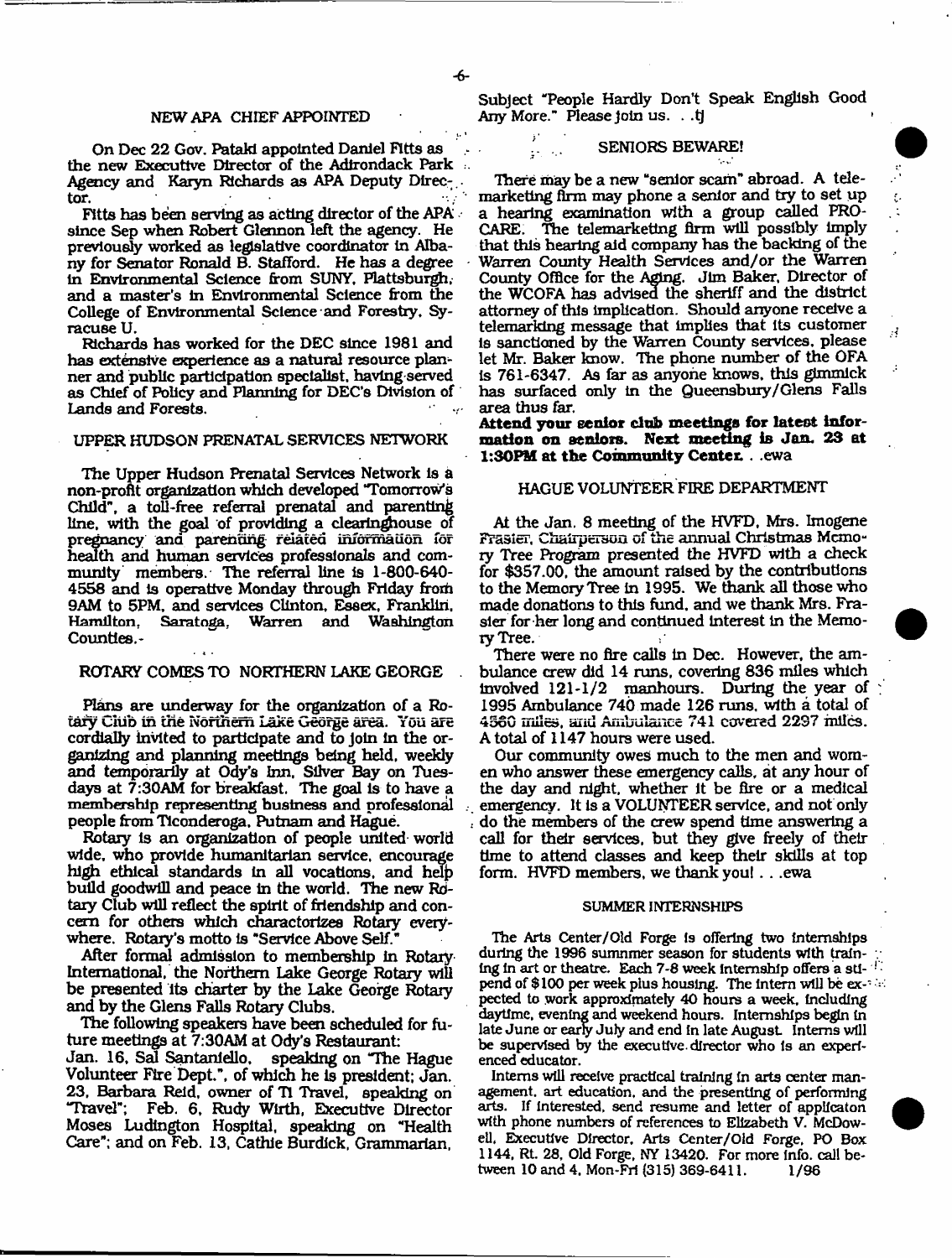## NEW APA CHIEF APPOINTED

On Dec 22 Gov. Pataki appointed Daniel Fitts as the new Executive Director of the Adirondack Park Agency and Karyn Richards as APA Deputy Director.

Fitts has been serving as acting director of the APA since Sep when Robert Glennon left the agency. He previously worked as legislative coordinator in Albany for Senator Ronald B. Stafford. He has a degree in Environmental Science from SUNY, Plattsburgh, and a master's in Environmental Science from the College of Environmental Science and Forestry, Syracuse U.

Richards has worked for the DEC since 1981 and has extensive experience as a natural resource planner and public participation specialist, having served as Chief of Policy and Planning for DEC's Division of Lands and Forests.

## UPPER HUDSON PRENATAL SERVICES NETWORK

The Upper Hudson Prenatal Services Network is a non-profit organization which developed "Tomorrow's Child", a toll-free referral prenatal and parenting line, with the goal of providing a clearinghouse of pregnancy and parenting related information for health and human services professionals and community members. The referral line is 1-800-640-4558 and is operative Monday through Friday from 9AM to 5PM, and services Clinton, Essex, Franklin, Hamilton, Saratoga, Warren and Washington Counties.

## ROTARY COMES TO NORTHERN LAKE GEORGE

Plans are underway for the organization of a Rotary Club in the Northern Lake George area. You are cordially invited to participate and to join in the organizing and planning meetings being held, weekly and temporarily at Ody's Inn, Silver Bay on Tuesdays at 7:30AM for breakfast. The goal is to have a membership representing business and professional people from Ticonderoga, Putnam and Hague.

Rotary is an organization of people united world wide, who provide humanitarian service, encourage high ethical standards in all vocations, and help build goodwill and peace in the world. The new Rotary Club will reflect the spirit of friendship and concern for others which charactorizes Rotary everywhere. Rotary's motto is "Service Above Self."

After formal admission to membership in Rotary International, the Northern Lake George Rotary will be presented its charter by the Lake George Rotary and by the Glens Falls Rotary Clubs.

The following speakers have been scheduled for future meetings at 7:30AM at Ody's Restaurant:
Jan. 16, Sal Santaniello, speaking on "The Hague Volunteer Fire Dept.", of which he is president; Jan. 23, Barbara Reid, owner of TI Travel, speaking on "Travel"; Feb. 6, Rudy Wirth, Executive Director Moses Ludington Hospital, speaking on "Health Care"; and on Feb. 13, Cathie Burdick, Grammarian, Subject "People Hardly Don't Speak English Good Any More." Please join us. . .tj

## SENIORS BEWARE!

There may be a new "senior scam" abroad. A telemarketing firm may phone a senior and try to set up a hearing examination with a group called PRO-CARE. The telemarketing firm will possibly imply that this hearing aid company has the backing of the Warren County Health Services and/or the Warren County Office for the Aging. Jim Baker, Director of the WCOFA has advised the sheriff and the district attorney of this implication. Should anyone receive a telemarking message that implies that its customer is sanctioned by the Warren County services, please let Mr. Baker know. The phone number of the OFA is 761-6347. As far as anyone knows, this gimmick has surfaced only in the Queensbury/Glens Falls area thus far.

**Attend your senior club meetings for latest information on seniors. Next meeting is Jan. 23 at 1:30PM at the Community Center.** . .ewa

## HAGUE VOLUNTEER FIRE DEPARTMENT

At the Jan. 8 meeting of the HVFD, Mrs. Imogene Frasier, Chairperson of the annual Christmas Memory Tree Program presented the HVFD with a check for $357.00, the amount raised by the contributions to the Memory Tree in 1995. We thank all those who made donations to this fund, and we thank Mrs. Frasier for her long and continued interest in the Memory Tree.

There were no fire calls in Dec. However, the ambulance crew did 14 runs, covering 836 miles which involved 121-1/2 manhours. During the year of 1995 Ambulance 740 made 126 runs, with a total of 4560 miles, and Ambulance 741 covered 2297 miles. A total of 1147 hours were used.

Our community owes much to the men and women who answer these emergency calls, at any hour of the day and night, whether it be fire or a medical emergency. It is a VOLUNTEER service, and not only do the members of the crew spend time answering a call for their services, but they give freely of their time to attend classes and keep their skills at top form. HVFD members, we thank you! . . .ewa

### SUMMER INTERNSHIPS

The Arts Center/Old Forge is offering two internships during the 1996 summner season for students with training in art or theatre. Each 7-8 week internship offers a stipend of $100 per week plus housing. The intern will be expected to work approximately 40 hours a week, including daytime, evening and weekend hours. Internships begin in late June or early July and end in late August. Interns will be supervised by the executive director who is an experienced educator.

Interns will receive practical training in arts center management, art education, and the presenting of performing arts. If interested, send resume and letter of applicaton with phone numbers of references to Elizabeth V. McDowell, Executive Director, Arts Center/Old Forge, PO Box 1144, Rt. 28, Old Forge, NY 13420. For more info. call between 10 and 4, Mon-Fri (315) 369-6411. 1/96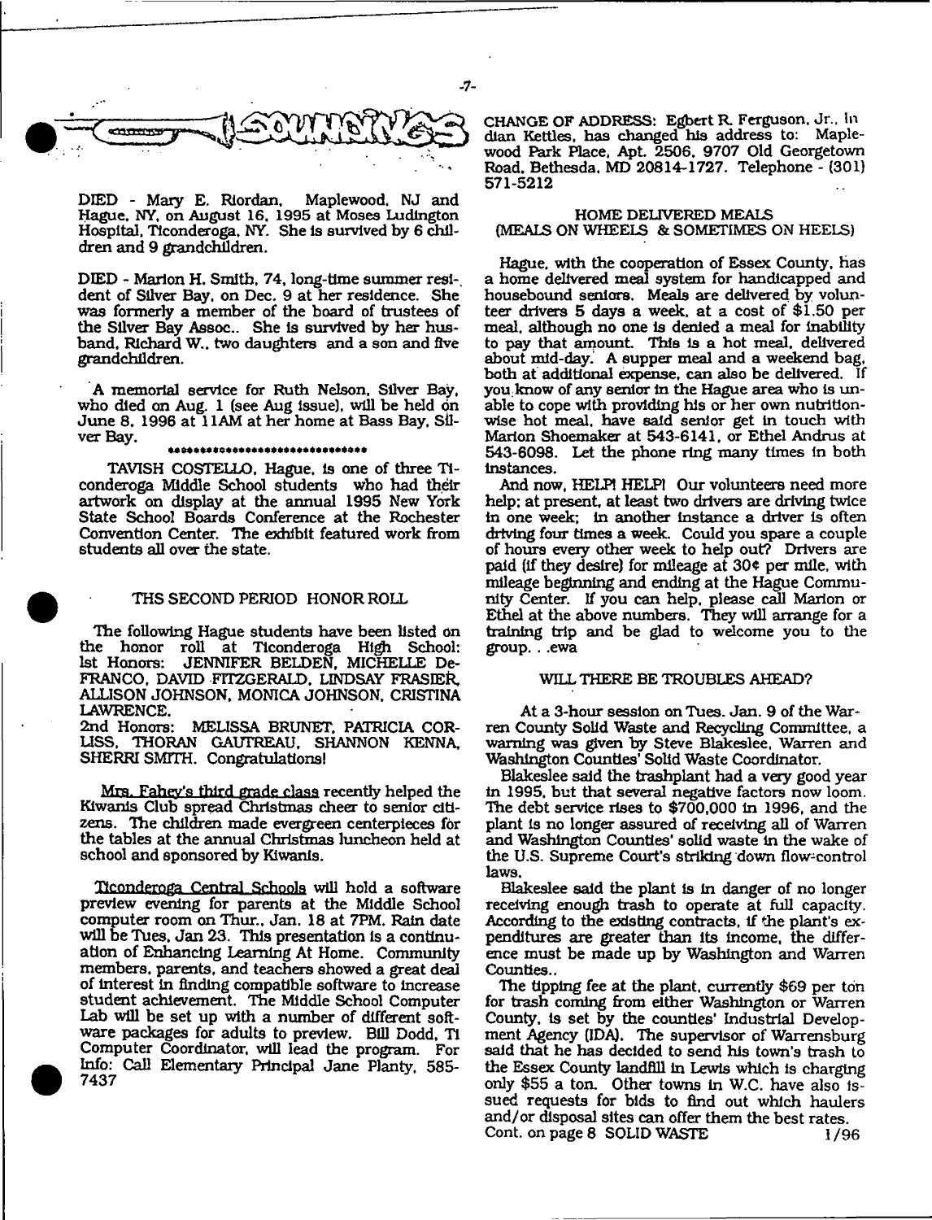# SOUNDINGS

DIED - Mary E. Riordan, Maplewood, NJ and Hague, NY, on August 16, 1995 at Moses Ludington Hospital, Ticonderoga, NY. She is survived by 6 children and 9 grandchildren.

DIED - Marion H. Smith, 74, long-time summer resident of Silver Bay, on Dec. 9 at her residence. She was formerly a member of the board of trustees of the Silver Bay Assoc.. She is survived by her husband, Richard W., two daughters and a son and five grandchildren.

A memorial service for Ruth Nelson, Silver Bay, who died on Aug. 1 (see Aug issue), will be held on June 8, 1996 at 11AM at her home at Bass Bay, Silver Bay.

\*\*\*\*\*\*\*\*\*\*\*\*\*\*\*\*\*\*\*\*\*\*\*\*\*\*\*\*\*\*\*

TAVISH COSTELLO, Hague, is one of three Ticonderoga Middle School students who had their artwork on display at the annual 1995 New York State School Boards Conference at the Rochester Convention Center. The exhibit featured work from students all over the state.

### THS SECOND PERIOD HONOR ROLL

The following Hague students have been listed on the honor roll at Ticonderoga High School:
1st Honors: JENNIFER BELDEN, MICHELLE DeFRANCO, DAVID FITZGERALD, LINDSAY FRASIER, ALLISON JOHNSON, MONICA JOHNSON, CRISTINA LAWRENCE.
2nd Honors: MELISSA BRUNET, PATRICIA CORLISS, THORAN GAUTREAU, SHANNON KENNA, SHERRI SMITH. Congratulations!

Mrs. Fahey's third grade class recently helped the Kiwanis Club spread Christmas cheer to senior citizens. The children made evergreen centerpieces for the tables at the annual Christmas luncheon held at school and sponsored by Kiwanis.

Ticonderoga Central Schools will hold a software preview evening for parents at the Middle School computer room on Thur., Jan. 18 at 7PM. Rain date will be Tues, Jan 23. This presentation is a continuation of Enhancing Learning At Home. Community members, parents, and teachers showed a great deal of interest in finding compatible software to increase student achievement. The Middle School Computer Lab will be set up with a number of different software packages for adults to preview. Bill Dodd, TI Computer Coordinator, will lead the program. For Info: Call Elementary Principal Jane Planty, 585-7437

CHANGE OF ADDRESS: Egbert R. Ferguson, Jr., Indian Kettles, has changed his address to: Maplewood Park Place, Apt. 2506, 9707 Old Georgetown Road, Bethesda, MD 20814-1727. Telephone - (301) 571-5212

### HOME DELIVERED MEALS
### (MEALS ON WHEELS & SOMETIMES ON HEELS)

Hague, with the cooperation of Essex County, has a home delivered meal system for handicapped and housebound seniors. Meals are delivered by volunteer drivers 5 days a week, at a cost of $1.50 per meal, although no one is denied a meal for inability to pay that amount. This is a hot meal, delivered about mid-day. A supper meal and a weekend bag, both at additional expense, can also be delivered. If you know of any senior in the Hague area who is unable to cope with providing his or her own nutrition-wise hot meal, have said senior get in touch with Marion Shoemaker at 543-6141, or Ethel Andrus at 543-6098. Let the phone ring many times in both instances.

And now, HELP! HELP! Our volunteers need more help; at present, at least two drivers are driving twice in one week; in another instance a driver is often driving four times a week. Could you spare a couple of hours every other week to help out? Drivers are paid (if they desire) for mileage at 30¢ per mile, with mileage beginning and ending at the Hague Community Center. If you can help, please call Marion or Ethel at the above numbers. They will arrange for a training trip and be glad to welcome you to the group. . .ewa

### WILL THERE BE TROUBLES AHEAD?

At a 3-hour session on Tues. Jan. 9 of the Warren County Solid Waste and Recycling Committee, a warning was given by Steve Blakeslee, Warren and Washington Counties' Solid Waste Coordinator.

Blakeslee said the trashplant had a very good year in 1995, but that several negative factors now loom. The debt service rises to $700,000 in 1996, and the plant is no longer assured of receiving all of Warren and Washington Counties' solid waste in the wake of the U.S. Supreme Court's striking down flow-control laws.

Blakeslee said the plant is in danger of no longer receiving enough trash to operate at full capacity. According to the existing contracts, if the plant's expenditures are greater than its income, the difference must be made up by Washington and Warren Counties..

The tipping fee at the plant, currently $69 per ton for trash coming from either Washington or Warren County, is set by the counties' Industrial Development Agency (IDA). The supervisor of Warrensburg said that he has decided to send his town's trash to the Essex County landfill in Lewis which is charging only $55 a ton. Other towns in W.C. have also issued requests for bids to find out which haulers and/or disposal sites can offer them the best rates.

Cont. on page 8 SOLID WASTE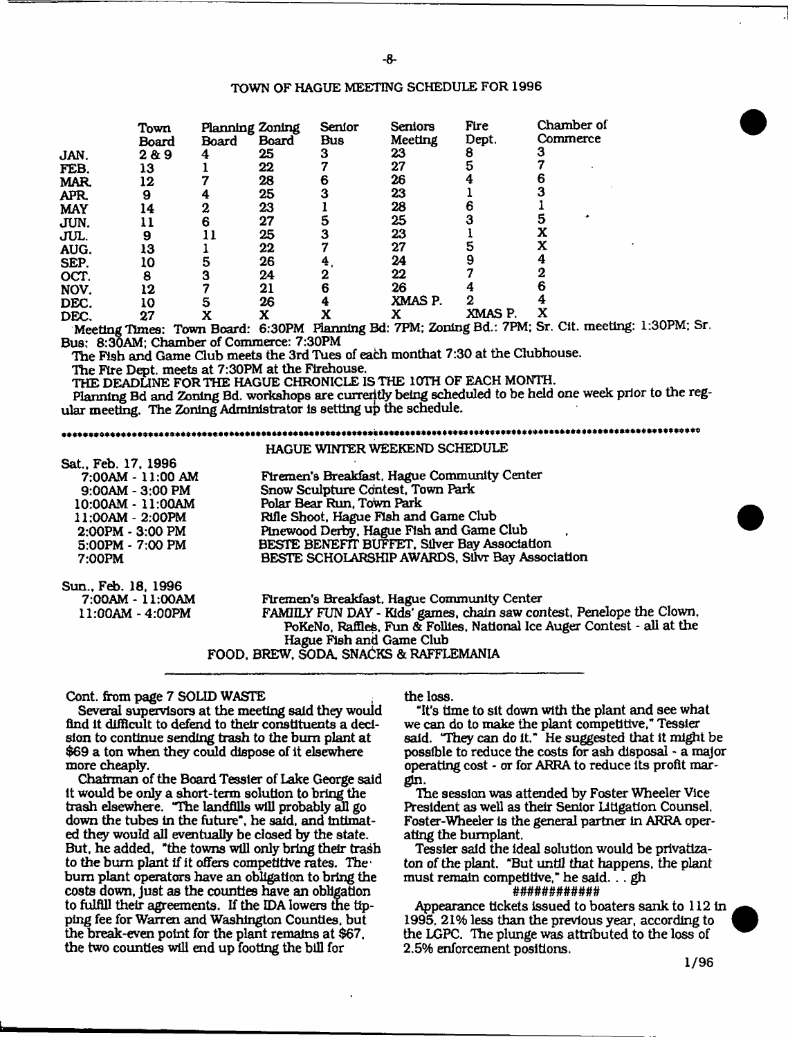## TOWN OF HAGUE MEETING SCHEDULE FOR 1996

| | Town Board | Planning Board | Zoning Board | Senior Bus | Seniors Meeting | Fire Dept. | Chamber of Commerce |
|---|---|---|---|---|---|---|---|
| JAN. | 2 & 9 | 4 | 25 | 3 | 23 | 8 | 3 |
| FEB. | 13 | 1 | 22 | 7 | 27 | 5 | 7 |
| MAR. | 12 | 7 | 28 | 6 | 26 | 4 | 6 |
| APR. | 9 | 4 | 25 | 3 | 23 | 1 | 3 |
| MAY | 14 | 2 | 23 | 1 | 28 | 6 | 1 |
| JUN. | 11 | 6 | 27 | 5 | 25 | 3 | 5 |
| JUL. | 9 | 11 | 25 | 3 | 23 | 1 | X |
| AUG. | 13 | 1 | 22 | 7 | 27 | 5 | X |
| SEP. | 10 | 5 | 26 | 4. | 24 | 9 | 4 |
| OCT. | 8 | 3 | 24 | 2 | 22 | 7 | 2 |
| NOV. | 12 | 7 | 21 | 6 | 26 | 4 | 6 |
| DEC. | 10 | 5 | 26 | 4 | XMAS P. | 2 | 4 |
| DEC. | 27 | X | X | X | X | XMAS P. | X |

Meeting Times: Town Board: 6:30PM Planning Bd: 7PM; Zoning Bd.: 7PM; Sr. Cit. meeting: 1:30PM; Sr. Bus: 8:30AM; Chamber of Commerce: 7:30PM

The Fish and Game Club meets the 3rd Tues of each monthat 7:30 at the Clubhouse.

The Fire Dept. meets at 7:30PM at the Firehouse.

THE DEADLINE FOR THE HAGUE CHRONICLE IS THE 10TH OF EACH MONTH.

Planning Bd and Zoning Bd. workshops are currently being scheduled to be held one week prior to the regular meeting. The Zoning Administrator is setting up the schedule.

## HAGUE WINTER WEEKEND SCHEDULE

**Sat., Feb. 17, 1996**

| | |
|---|---|
| 7:00AM - 11:00 AM | Firemen's Breakfast, Hague Community Center |
| 9:00AM - 3:00 PM | Snow Sculpture Contest, Town Park |
| 10:00AM - 11:00AM | Polar Bear Run, Town Park |
| 11:00AM - 2:00PM | Rifle Shoot, Hague Fish and Game Club |
| 2:00PM - 3:00 PM | Pinewood Derby, Hague Fish and Game Club |
| 5:00PM - 7:00 PM | BESTE BENEFIT BUFFET, Silver Bay Association |
| 7:00PM | BESTE SCHOLARSHIP AWARDS, Silvr Bay Association |

**Sun., Feb. 18, 1996**

| | |
|---|---|
| 7:00AM - 11:00AM | Firemen's Breakfast, Hague Community Center |
| 11:00AM - 4:00PM | FAMILY FUN DAY - Kids' games, chain saw contest, Penelope the Clown, PoKeNo, Raffles, Fun & Follies, National Ice Auger Contest - all at the Hague Fish and Game Club |

FOOD, BREW, SODA, SNACKS & RAFFLEMANIA

Cont. from page 7 SOLID WASTE

Several supervisors at the meeting said they would find it difficult to defend to their constituents a decision to continue sending trash to the burn plant at $69 a ton when they could dispose of it elsewhere more cheaply.

Chairman of the Board Tessier of Lake George said it would be only a short-term solution to bring the trash elsewhere. "The landfills will probably all go down the tubes in the future", he said, and intimated they would all eventually be closed by the state. But, he added, "the towns will only bring their trash to the burn plant if it offers competitive rates. The burn plant operators have an obligation to bring the costs down, just as the counties have an obligation to fulfill their agreements. If the IDA lowers the tipping fee for Warren and Washington Counties, but the break-even point for the plant remains at $67, the two counties will end up footing the bill for the loss.

"It's time to sit down with the plant and see what we can do to make the plant competitive," Tessier said. "They can do it." He suggested that it might be possible to reduce the costs for ash disposal - a major operating cost - or for ARRA to reduce its profit margin.

The session was attended by Foster Wheeler Vice President as well as their Senior Litigation Counsel. Foster-Wheeler is the general partner in ARRA operating the burnplant.

Tessier said the ideal solution would be privatizaton of the plant. "But until that happens, the plant must remain competitive," he said. . . gh

############

Appearance tickets issued to boaters sank to 112 in 1995, 21% less than the previous year, according to the LGPC. The plunge was attributed to the loss of 2.5% enforcement positions.

1/96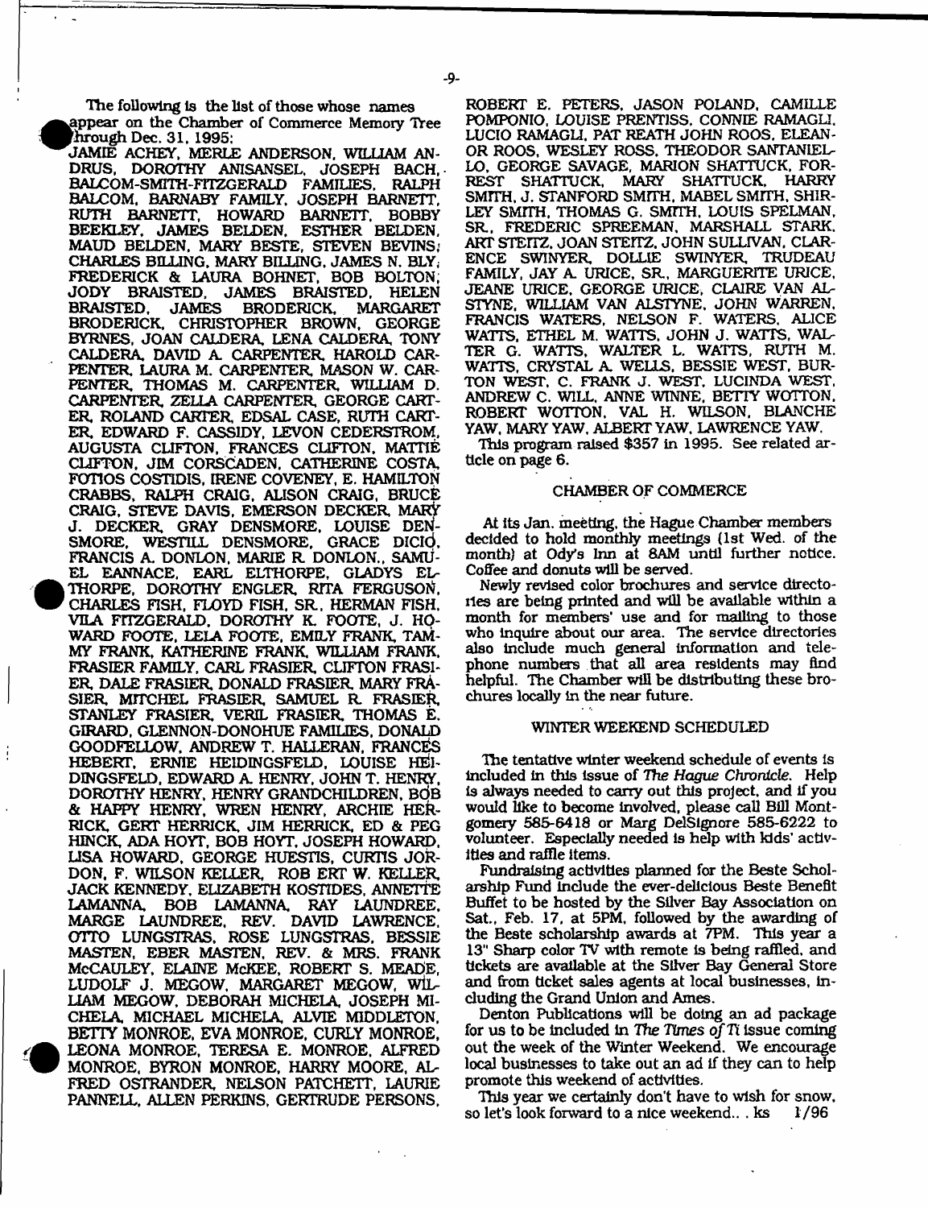The following is the list of those whose names appear on the Chamber of Commerce Memory Tree through Dec. 31, 1995:

JAMIE ACHEY, MERLE ANDERSON, WILLIAM ANDRUS, DOROTHY ANISANSEL, JOSEPH BACH, BALCOM-SMITH-FITZGERALD FAMILIES, RALPH BALCOM, BARNABY FAMILY, JOSEPH BARNETT, RUTH BARNETT, HOWARD BARNETT, BOBBY BEEKLEY, JAMES BELDEN, ESTHER BELDEN, MAUD BELDEN, MARY BESTE, STEVEN BEVINS, CHARLES BILLING, MARY BILLING, JAMES N. BLY, FREDERICK & LAURA BOHNET, BOB BOLTON, JODY BRAISTED, JAMES BRAISTED, HELEN BRAISTED, JAMES BRODERICK, MARGARET BRODERICK, CHRISTOPHER BROWN, GEORGE BYRNES, JOAN CALDERA, LENA CALDERA, TONY CALDERA, DAVID A. CARPENTER, HAROLD CARPENTER, LAURA M. CARPENTER, MASON W. CARPENTER, THOMAS M. CARPENTER, WILLIAM D. CARPENTER, ZELLA CARPENTER, GEORGE CARTER, ROLAND CARTER, EDSAL CASE, RUTH CARTER, EDWARD F. CASSIDY, LEVON CEDERSTROM, AUGUSTA CLIFTON, FRANCES CLIFTON, MATTIE CLIFTON, JIM CORSCADEN, CATHERINE COSTA, FOTIOS COSTIDIS, IRENE COVENEY, E. HAMILTON CRABBS, RALPH CRAIG, ALISON CRAIG, BRUCE CRAIG, STEVE DAVIS, EMERSON DECKER, MARY J. DECKER, GRAY DENSMORE, LOUISE DENSMORE, WESTILL DENSMORE, GRACE DICIO, FRANCIS A. DONLON, MARIE R. DONLON., SAMUEL EANNACE, EARL ELTHORPE, GLADYS ELTHORPE, DOROTHY ENGLER, RITA FERGUSON, CHARLES FISH, FLOYD FISH, SR., HERMAN FISH, VILA FITZGERALD, DOROTHY K. FOOTE, J. HOWARD FOOTE, LELA FOOTE, EMILY FRANK, TAMMY FRANK, KATHERINE FRANK, WILLIAM FRANK, FRASIER FAMILY, CARL FRASIER, CLIFTON FRASIER, DALE FRASIER, DONALD FRASIER, MARY FRASIER, MITCHEL FRASIER, SAMUEL R. FRASIER, STANLEY FRASIER, VERIL FRASIER, THOMAS E. GIRARD, GLENNON-DONOHUE FAMILIES, DONALD GOODFELLOW, ANDREW T. HALLERAN, FRANCES HEBERT, ERNIE HEIDINGSFELD, LOUISE HEIDINGSFELD, EDWARD A. HENRY, JOHN T. HENRY, DOROTHY HENRY, HENRY GRANDCHILDREN, BOB & HAPPY HENRY, WREN HENRY, ARCHIE HERRICK, GERT HERRICK, JIM HERRICK, ED & PEG HINCK, ADA HOYT, BOB HOYT, JOSEPH HOWARD, LISA HOWARD, GEORGE HUESTIS, CURTIS JORDON, F. WILSON KELLER, ROB ERT W. KELLER, JACK KENNEDY, ELIZABETH KOSTIDES, ANNETTE LAMANNA, BOB LAMANNA, RAY LAUNDREE, MARGE LAUNDREE, REV. DAVID LAWRENCE, OTTO LUNGSTRAS, ROSE LUNGSTRAS, BESSIE MASTEN, EBER MASTEN, REV. & MRS. FRANK McCAULEY, ELAINE McKEE, ROBERT S. MEADE, LUDOLF J. MEGOW, MARGARET MEGOW, WILLIAM MEGOW, DEBORAH MICHELA, JOSEPH MICHELA, MICHAEL MICHELA, ALVIE MIDDLETON, BETTY MONROE, EVA MONROE, CURLY MONROE, LEONA MONROE, TERESA E. MONROE, ALFRED MONROE, BYRON MONROE, HARRY MOORE, ALFRED OSTRANDER, NELSON PATCHETT, LAURIE PANNELL, ALLEN PERKINS, GERTRUDE PERSONS, ROBERT E. PETERS, JASON POLAND, CAMILLE POMPONIO, LOUISE PRENTISS, CONNIE RAMAGLI, LUCIO RAMAGLI, PAT REATH JOHN ROOS, ELEANOR ROOS, WESLEY ROSS, THEODOR SANTANIELLO, GEORGE SAVAGE, MARION SHATTUCK, FORREST SHATTUCK, MARY SHATTUCK, HARRY SMITH, J. STANFORD SMITH, MABEL SMITH, SHIRLEY SMITH, THOMAS G. SMITH, LOUIS SPELMAN, SR., FREDERIC SPREEMAN, MARSHALL STARK, ART STEITZ, JOAN STEITZ, JOHN SULLIVAN, CLARENCE SWINYER, DOLLIE SWINYER, TRUDEAU FAMILY, JAY A. URICE, SR., MARGUERITE URICE, JEANE URICE, GEORGE URICE, CLAIRE VAN ALSTYNE, WILLIAM VAN ALSTYNE, JOHN WARREN, FRANCIS WATERS, NELSON F. WATERS, ALICE WATTS, ETHEL M. WATTS, JOHN J. WATTS, WALTER G. WATTS, WALTER L. WATTS, RUTH M. WATTS, CRYSTAL A. WELLS, BESSIE WEST, BURTON WEST, C. FRANK J. WEST, LUCINDA WEST, ANDREW C. WILL, ANNE WINNE, BETTY WOTTON, ROBERT WOTTON, VAL H. WILSON, BLANCHE YAW, MARY YAW, ALBERT YAW, LAWRENCE YAW.

This program raised $357 in 1995. See related article on page 6.

## CHAMBER OF COMMERCE

At its Jan. meeting, the Hague Chamber members decided to hold monthly meetings (1st Wed. of the month) at Ody's Inn at 8AM until further notice. Coffee and donuts will be served.

Newly revised color brochures and service directories are being printed and will be available within a month for members' use and for mailing to those who inquire about our area. The service directories also include much general information and telephone numbers that all area residents may find helpful. The Chamber will be distributing these brochures locally in the near future.

## WINTER WEEKEND SCHEDULED

The tentative winter weekend schedule of events is included in this issue of *The Hague Chronicle*. Help is always needed to carry out this project, and if you would like to become involved, please call Bill Montgomery 585-6418 or Marg DelSignore 585-6222 to volunteer. Especially needed is help with kids' activities and raffle items.

Fundraising activities planned for the Beste Scholarship Fund include the ever-delicious Beste Benefit Buffet to be hosted by the Silver Bay Association on Sat., Feb. 17, at 5PM, followed by the awarding of the Beste scholarship awards at 7PM. This year a 13" Sharp color TV with remote is being raffled, and tickets are available at the Silver Bay General Store and from ticket sales agents at local businesses, including the Grand Union and Ames.

Denton Publications will be doing an ad package for us to be included in *The Times of Ti* issue coming out the week of the Winter Weekend. We encourage local businesses to take out an ad if they can to help promote this weekend of activities.

This year we certainly don't have to wish for snow, so let's look forward to a nice weekend.. . ks 1/96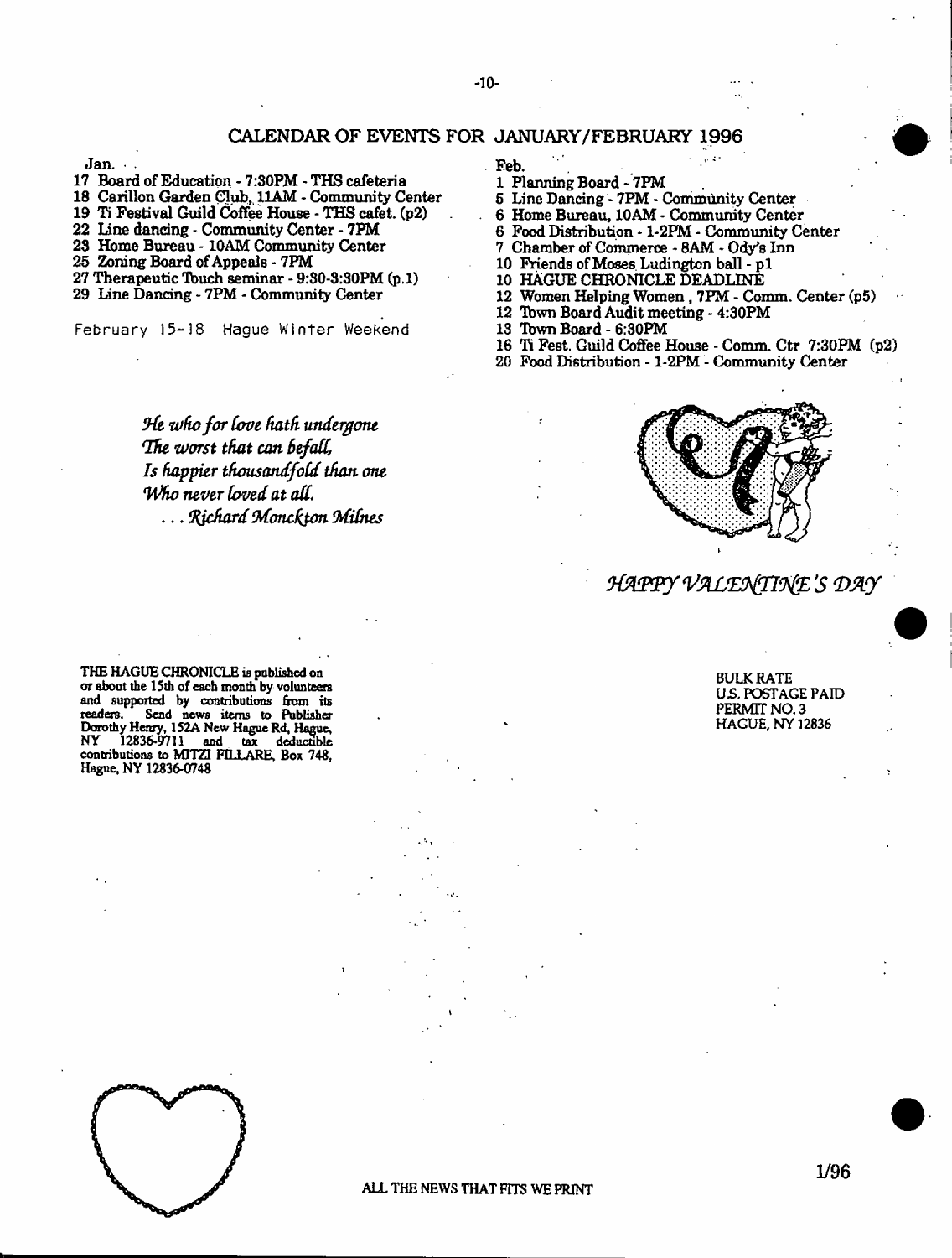# CALENDAR OF EVENTS FOR JANUARY/FEBRUARY 1996

Jan.

17 Board of Education - 7:30PM - THS cafeteria
18 Carillon Garden Club, 11AM - Community Center
19 Ti Festival Guild Coffee House - THS cafet. (p2)
22 Line dancing - Community Center - 7PM
23 Home Bureau - 10AM Community Center
25 Zoning Board of Appeals - 7PM
27 Therapeutic Touch seminar - 9:30-3:30PM (p.1)
29 Line Dancing - 7PM - Community Center

February 15-18 Hague Winter Weekend

Feb.

1 Planning Board - 7PM
5 Line Dancing - 7PM - Community Center
6 Home Bureau, 10AM - Community Center
6 Food Distribution - 1-2PM - Community Center
7 Chamber of Commerce - 8AM - Ody's Inn
10 Friends of Moses Ludington ball - p1
10 HAGUE CHRONICLE DEADLINE
12 Women Helping Women, 7PM - Comm. Center (p5)
12 Town Board Audit meeting - 4:30PM
13 Town Board - 6:30PM
16 Ti Fest. Guild Coffee House - Comm. Ctr 7:30PM (p2)
20 Food Distribution - 1-2PM - Community Center

*He who for love hath undergone*
*The worst that can befall,*
*Is happier thousandfold than one*
*Who never loved at all.*
*... Richard Monckton Milnes*

*HAPPY VALENTINE'S DAY*

THE HAGUE CHRONICLE is published on or about the 15th of each month by volunteers and supported by contributions from its readers. Send news items to Publisher Dorothy Henry, 152A New Hague Rd, Hague, NY 12836-9711 and tax deductible contributions to MITZI FILLARE, Box 748, Hague, NY 12836-0748

BULK RATE
U.S. POSTAGE PAID
PERMIT NO. 3
HAGUE, NY 12836

ALL THE NEWS THAT FITS WE PRINT

1/96